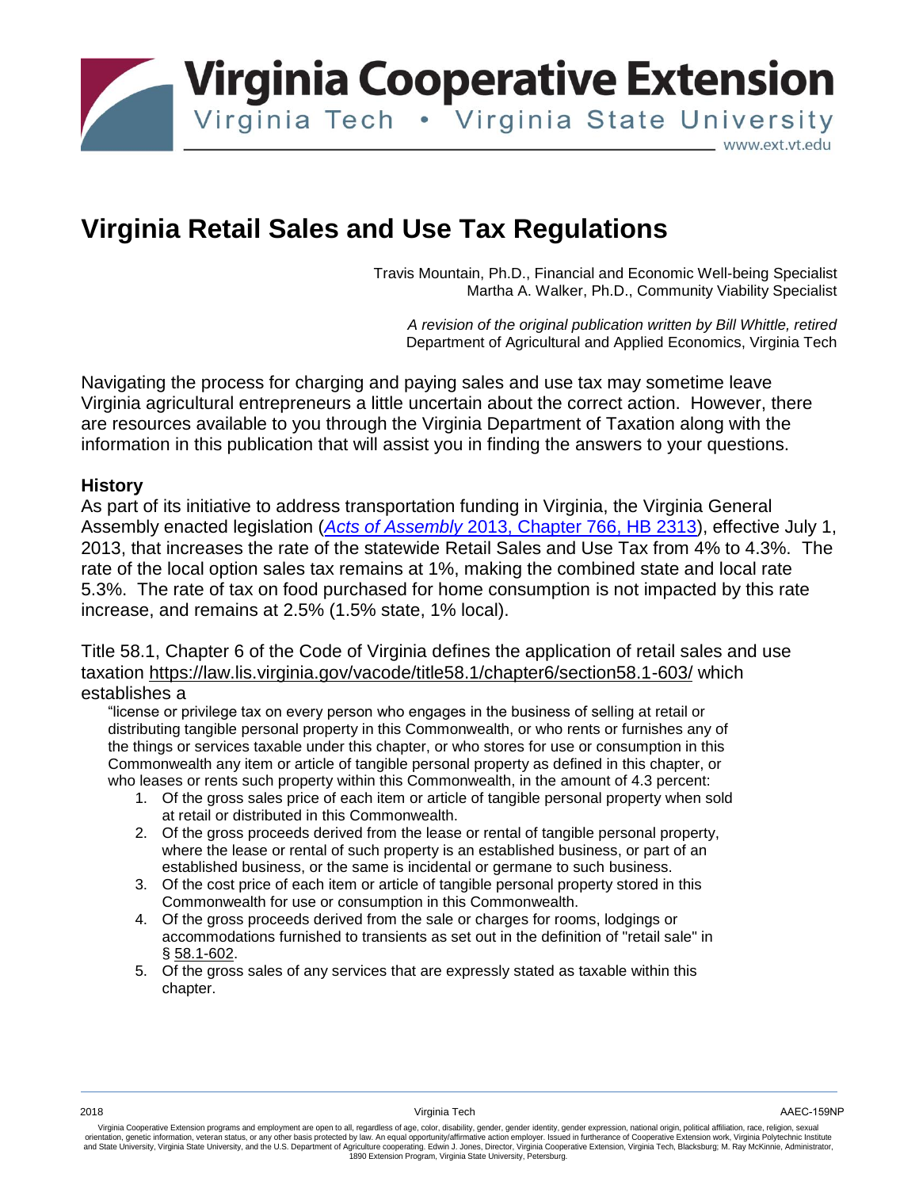# Virginia Retail Sales and Use Tax Regulations

Travis Mountain, Ph.D., Financial and Economic Well-being Specialist
Martha A. Walker, Ph.D., Community Viability Specialist

*A revision of the original publication written by Bill Whittle, retired*
Department of Agricultural and Applied Economics, Virginia Tech

Navigating the process for charging and paying sales and use tax may sometime leave Virginia agricultural entrepreneurs a little uncertain about the correct action. However, there are resources available to you through the Virginia Department of Taxation along with the information in this publication that will assist you in finding the answers to your questions.

### History

As part of its initiative to address transportation funding in Virginia, the Virginia General Assembly enacted legislation (*Acts of Assembly* 2013, Chapter 766, HB 2313), effective July 1, 2013, that increases the rate of the statewide Retail Sales and Use Tax from 4% to 4.3%. The rate of the local option sales tax remains at 1%, making the combined state and local rate 5.3%. The rate of tax on food purchased for home consumption is not impacted by this rate increase, and remains at 2.5% (1.5% state, 1% local).

Title 58.1, Chapter 6 of the Code of Virginia defines the application of retail sales and use taxation https://law.lis.virginia.gov/vacode/title58.1/chapter6/section58.1-603/ which establishes a

> "license or privilege tax on every person who engages in the business of selling at retail or distributing tangible personal property in this Commonwealth, or who rents or furnishes any of the things or services taxable under this chapter, or who stores for use or consumption in this Commonwealth any item or article of tangible personal property as defined in this chapter, or who leases or rents such property within this Commonwealth, in the amount of 4.3 percent:
>
> 1. Of the gross sales price of each item or article of tangible personal property when sold at retail or distributed in this Commonwealth.
> 2. Of the gross proceeds derived from the lease or rental of tangible personal property, where the lease or rental of such property is an established business, or part of an established business, or the same is incidental or germane to such business.
> 3. Of the cost price of each item or article of tangible personal property stored in this Commonwealth for use or consumption in this Commonwealth.
> 4. Of the gross proceeds derived from the sale or charges for rooms, lodgings or accommodations furnished to transients as set out in the definition of "retail sale" in § 58.1-602.
> 5. Of the gross sales of any services that are expressly stated as taxable within this chapter.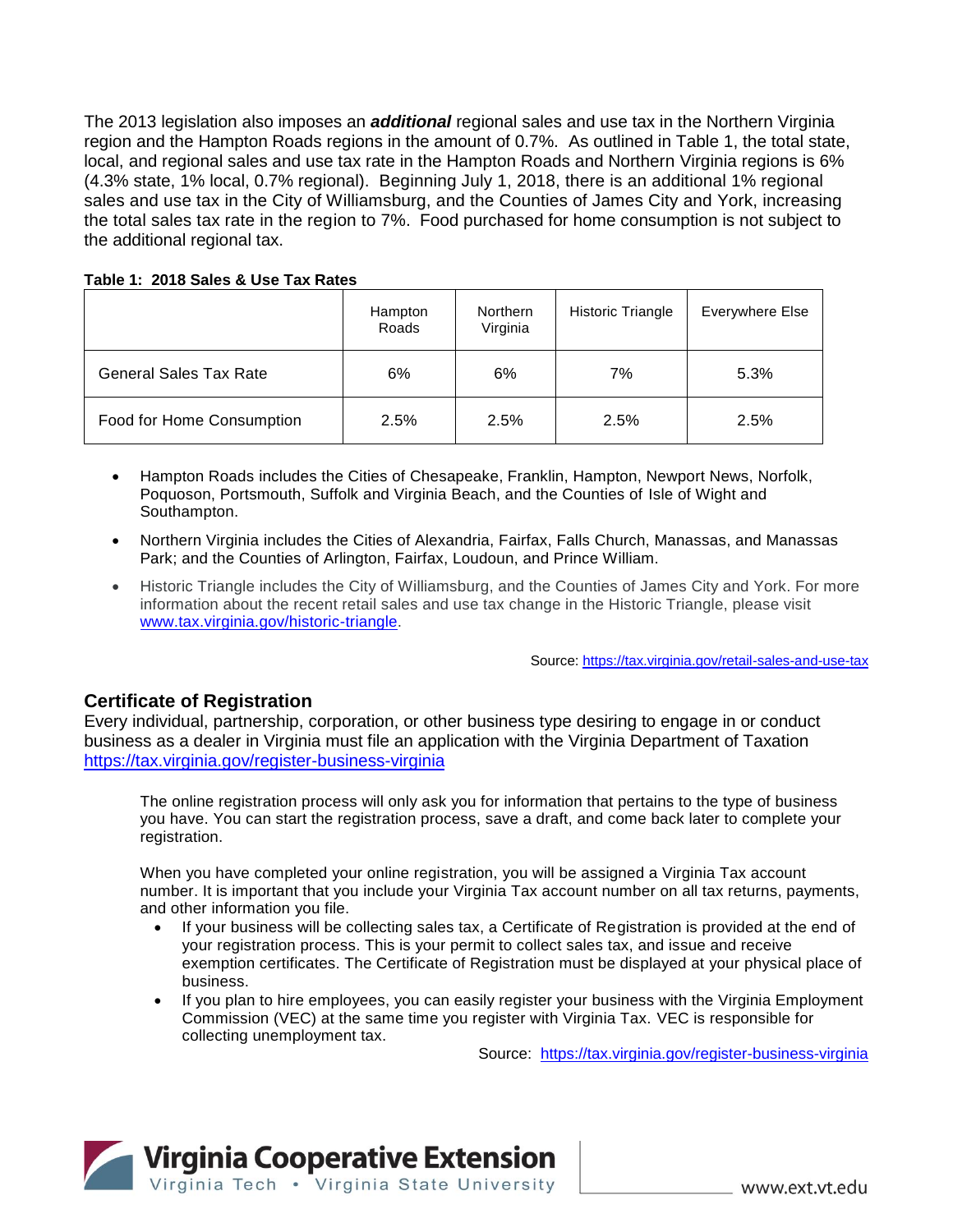The 2013 legislation also imposes an ***additional*** regional sales and use tax in the Northern Virginia region and the Hampton Roads regions in the amount of 0.7%. As outlined in Table 1, the total state, local, and regional sales and use tax rate in the Hampton Roads and Northern Virginia regions is 6% (4.3% state, 1% local, 0.7% regional). Beginning July 1, 2018, there is an additional 1% regional sales and use tax in the City of Williamsburg, and the Counties of James City and York, increasing the total sales tax rate in the region to 7%. Food purchased for home consumption is not subject to the additional regional tax.

**Table 1: 2018 Sales & Use Tax Rates**

| | Hampton Roads | Northern Virginia | Historic Triangle | Everywhere Else |
|---|---|---|---|---|
| General Sales Tax Rate | 6% | 6% | 7% | 5.3% |
| Food for Home Consumption | 2.5% | 2.5% | 2.5% | 2.5% |

- Hampton Roads includes the Cities of Chesapeake, Franklin, Hampton, Newport News, Norfolk, Poquoson, Portsmouth, Suffolk and Virginia Beach, and the Counties of Isle of Wight and Southampton.
- Northern Virginia includes the Cities of Alexandria, Fairfax, Falls Church, Manassas, and Manassas Park; and the Counties of Arlington, Fairfax, Loudoun, and Prince William.
- Historic Triangle includes the City of Williamsburg, and the Counties of James City and York. For more information about the recent retail sales and use tax change in the Historic Triangle, please visit www.tax.virginia.gov/historic-triangle.

Source: https://tax.virginia.gov/retail-sales-and-use-tax

## Certificate of Registration

Every individual, partnership, corporation, or other business type desiring to engage in or conduct business as a dealer in Virginia must file an application with the Virginia Department of Taxation https://tax.virginia.gov/register-business-virginia

The online registration process will only ask you for information that pertains to the type of business you have. You can start the registration process, save a draft, and come back later to complete your registration.

When you have completed your online registration, you will be assigned a Virginia Tax account number. It is important that you include your Virginia Tax account number on all tax returns, payments, and other information you file.

- If your business will be collecting sales tax, a Certificate of Registration is provided at the end of your registration process. This is your permit to collect sales tax, and issue and receive exemption certificates. The Certificate of Registration must be displayed at your physical place of business.
- If you plan to hire employees, you can easily register your business with the Virginia Employment Commission (VEC) at the same time you register with Virginia Tax. VEC is responsible for collecting unemployment tax.

Source: https://tax.virginia.gov/register-business-virginia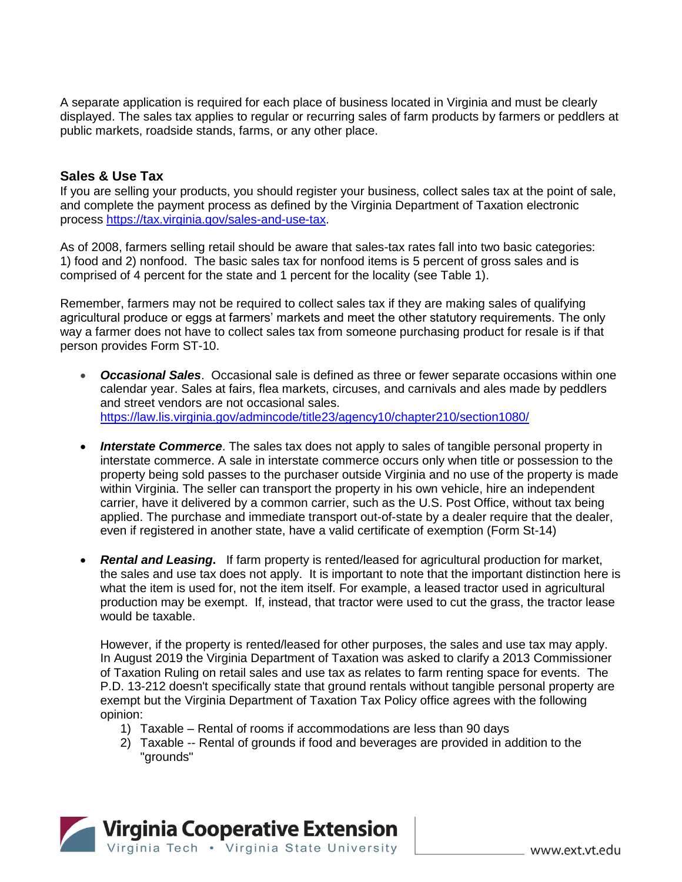A separate application is required for each place of business located in Virginia and must be clearly displayed. The sales tax applies to regular or recurring sales of farm products by farmers or peddlers at public markets, roadside stands, farms, or any other place.

## Sales & Use Tax

If you are selling your products, you should register your business, collect sales tax at the point of sale, and complete the payment process as defined by the Virginia Department of Taxation electronic process https://tax.virginia.gov/sales-and-use-tax.

As of 2008, farmers selling retail should be aware that sales-tax rates fall into two basic categories: 1) food and 2) nonfood. The basic sales tax for nonfood items is 5 percent of gross sales and is comprised of 4 percent for the state and 1 percent for the locality (see Table 1).

Remember, farmers may not be required to collect sales tax if they are making sales of qualifying agricultural produce or eggs at farmers' markets and meet the other statutory requirements. The only way a farmer does not have to collect sales tax from someone purchasing product for resale is if that person provides Form ST-10.

- ***Occasional Sales***. Occasional sale is defined as three or fewer separate occasions within one calendar year. Sales at fairs, flea markets, circuses, and carnivals and ales made by peddlers and street vendors are not occasional sales. https://law.lis.virginia.gov/admincode/title23/agency10/chapter210/section1080/

- ***Interstate Commerce***. The sales tax does not apply to sales of tangible personal property in interstate commerce. A sale in interstate commerce occurs only when title or possession to the property being sold passes to the purchaser outside Virginia and no use of the property is made within Virginia. The seller can transport the property in his own vehicle, hire an independent carrier, have it delivered by a common carrier, such as the U.S. Post Office, without tax being applied. The purchase and immediate transport out-of-state by a dealer require that the dealer, even if registered in another state, have a valid certificate of exemption (Form St-14)

- ***Rental and Leasing.*** If farm property is rented/leased for agricultural production for market, the sales and use tax does not apply. It is important to note that the important distinction here is what the item is used for, not the item itself. For example, a leased tractor used in agricultural production may be exempt. If, instead, that tractor were used to cut the grass, the tractor lease would be taxable.

  However, if the property is rented/leased for other purposes, the sales and use tax may apply. In August 2019 the Virginia Department of Taxation was asked to clarify a 2013 Commissioner of Taxation Ruling on retail sales and use tax as relates to farm renting space for events. The P.D. 13-212 doesn't specifically state that ground rentals without tangible personal property are exempt but the Virginia Department of Taxation Tax Policy office agrees with the following opinion:

  1) Taxable – Rental of rooms if accommodations are less than 90 days
  2) Taxable -- Rental of grounds if food and beverages are provided in addition to the "grounds"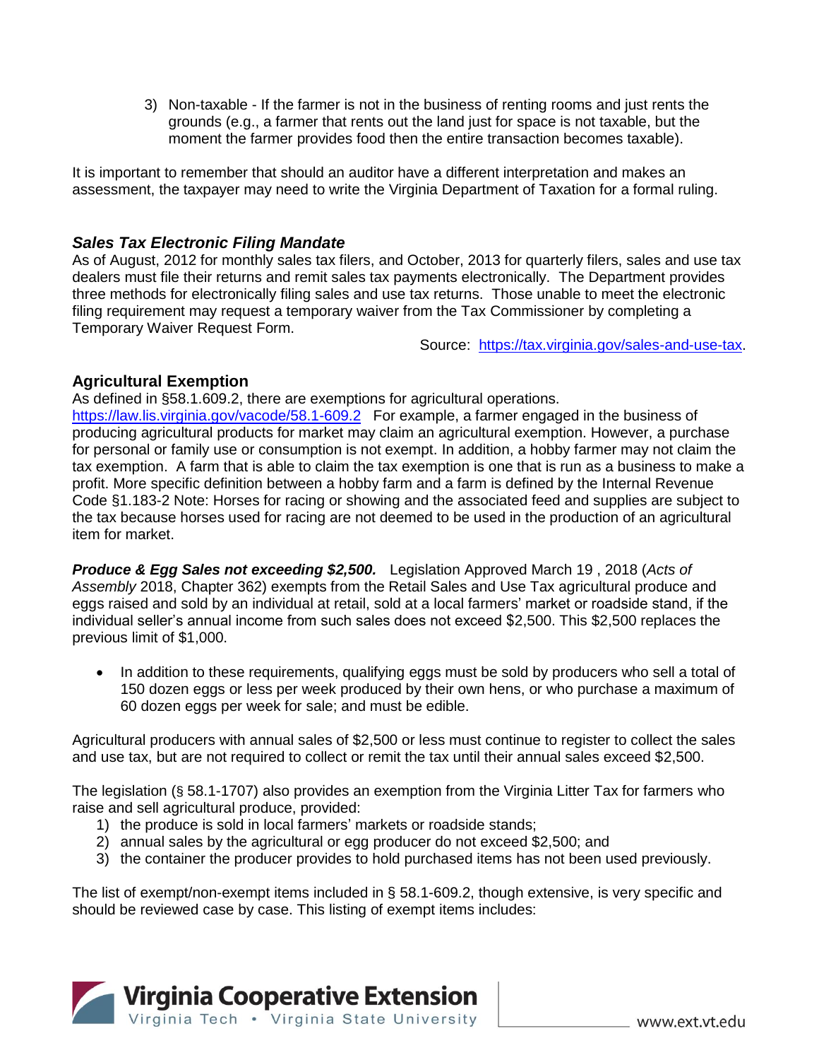3) Non-taxable - If the farmer is not in the business of renting rooms and just rents the grounds (e.g., a farmer that rents out the land just for space is not taxable, but the moment the farmer provides food then the entire transaction becomes taxable).

It is important to remember that should an auditor have a different interpretation and makes an assessment, the taxpayer may need to write the Virginia Department of Taxation for a formal ruling.

### *Sales Tax Electronic Filing Mandate*

As of August, 2012 for monthly sales tax filers, and October, 2013 for quarterly filers, sales and use tax dealers must file their returns and remit sales tax payments electronically. The Department provides three methods for electronically filing sales and use tax returns. Those unable to meet the electronic filing requirement may request a temporary waiver from the Tax Commissioner by completing a Temporary Waiver Request Form.

Source: [https://tax.virginia.gov/sales-and-use-tax](https://tax.virginia.gov/sales-and-use-tax).

## Agricultural Exemption

As defined in §58.1.609.2, there are exemptions for agricultural operations. [https://law.lis.virginia.gov/vacode/58.1-609.2](https://law.lis.virginia.gov/vacode/58.1-609.2) For example, a farmer engaged in the business of producing agricultural products for market may claim an agricultural exemption. However, a purchase for personal or family use or consumption is not exempt. In addition, a hobby farmer may not claim the tax exemption. A farm that is able to claim the tax exemption is one that is run as a business to make a profit. More specific definition between a hobby farm and a farm is defined by the Internal Revenue Code §1.183-2 Note: Horses for racing or showing and the associated feed and supplies are subject to the tax because horses used for racing are not deemed to be used in the production of an agricultural item for market.

***Produce & Egg Sales not exceeding $2,500.*** Legislation Approved March 19 , 2018 (*Acts of Assembly* 2018, Chapter 362) exempts from the Retail Sales and Use Tax agricultural produce and eggs raised and sold by an individual at retail, sold at a local farmers' market or roadside stand, if the individual seller's annual income from such sales does not exceed $2,500. This $2,500 replaces the previous limit of $1,000.

- In addition to these requirements, qualifying eggs must be sold by producers who sell a total of 150 dozen eggs or less per week produced by their own hens, or who purchase a maximum of 60 dozen eggs per week for sale; and must be edible.

Agricultural producers with annual sales of $2,500 or less must continue to register to collect the sales and use tax, but are not required to collect or remit the tax until their annual sales exceed $2,500.

The legislation (§ 58.1-1707) also provides an exemption from the Virginia Litter Tax for farmers who raise and sell agricultural produce, provided:

1) the produce is sold in local farmers' markets or roadside stands;
2) annual sales by the agricultural or egg producer do not exceed $2,500; and
3) the container the producer provides to hold purchased items has not been used previously.

The list of exempt/non-exempt items included in § 58.1-609.2, though extensive, is very specific and should be reviewed case by case. This listing of exempt items includes: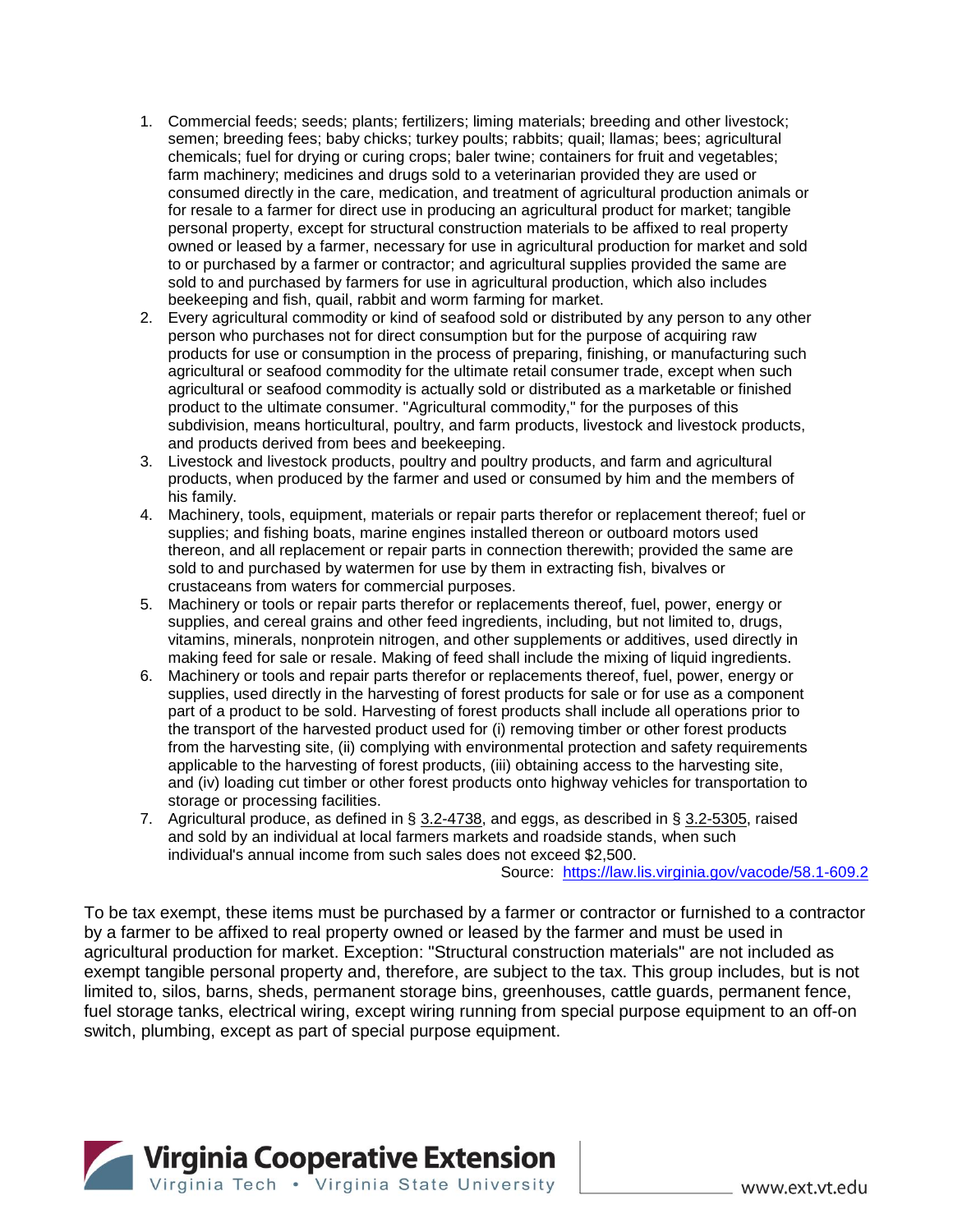1. Commercial feeds; seeds; plants; fertilizers; liming materials; breeding and other livestock; semen; breeding fees; baby chicks; turkey poults; rabbits; quail; llamas; bees; agricultural chemicals; fuel for drying or curing crops; baler twine; containers for fruit and vegetables; farm machinery; medicines and drugs sold to a veterinarian provided they are used or consumed directly in the care, medication, and treatment of agricultural production animals or for resale to a farmer for direct use in producing an agricultural product for market; tangible personal property, except for structural construction materials to be affixed to real property owned or leased by a farmer, necessary for use in agricultural production for market and sold to or purchased by a farmer or contractor; and agricultural supplies provided the same are sold to and purchased by farmers for use in agricultural production, which also includes beekeeping and fish, quail, rabbit and worm farming for market.
2. Every agricultural commodity or kind of seafood sold or distributed by any person to any other person who purchases not for direct consumption but for the purpose of acquiring raw products for use or consumption in the process of preparing, finishing, or manufacturing such agricultural or seafood commodity for the ultimate retail consumer trade, except when such agricultural or seafood commodity is actually sold or distributed as a marketable or finished product to the ultimate consumer. "Agricultural commodity," for the purposes of this subdivision, means horticultural, poultry, and farm products, livestock and livestock products, and products derived from bees and beekeeping.
3. Livestock and livestock products, poultry and poultry products, and farm and agricultural products, when produced by the farmer and used or consumed by him and the members of his family.
4. Machinery, tools, equipment, materials or repair parts therefor or replacement thereof; fuel or supplies; and fishing boats, marine engines installed thereon or outboard motors used thereon, and all replacement or repair parts in connection therewith; provided the same are sold to and purchased by watermen for use by them in extracting fish, bivalves or crustaceans from waters for commercial purposes.
5. Machinery or tools or repair parts therefor or replacements thereof, fuel, power, energy or supplies, and cereal grains and other feed ingredients, including, but not limited to, drugs, vitamins, minerals, nonprotein nitrogen, and other supplements or additives, used directly in making feed for sale or resale. Making of feed shall include the mixing of liquid ingredients.
6. Machinery or tools and repair parts therefor or replacements thereof, fuel, power, energy or supplies, used directly in the harvesting of forest products for sale or for use as a component part of a product to be sold. Harvesting of forest products shall include all operations prior to the transport of the harvested product used for (i) removing timber or other forest products from the harvesting site, (ii) complying with environmental protection and safety requirements applicable to the harvesting of forest products, (iii) obtaining access to the harvesting site, and (iv) loading cut timber or other forest products onto highway vehicles for transportation to storage or processing facilities.
7. Agricultural produce, as defined in § 3.2-4738, and eggs, as described in § 3.2-5305, raised and sold by an individual at local farmers markets and roadside stands, when such individual's annual income from such sales does not exceed $2,500.

Source: https://law.lis.virginia.gov/vacode/58.1-609.2

To be tax exempt, these items must be purchased by a farmer or contractor or furnished to a contractor by a farmer to be affixed to real property owned or leased by the farmer and must be used in agricultural production for market. Exception: "Structural construction materials" are not included as exempt tangible personal property and, therefore, are subject to the tax. This group includes, but is not limited to, silos, barns, sheds, permanent storage bins, greenhouses, cattle guards, permanent fence, fuel storage tanks, electrical wiring, except wiring running from special purpose equipment to an off-on switch, plumbing, except as part of special purpose equipment.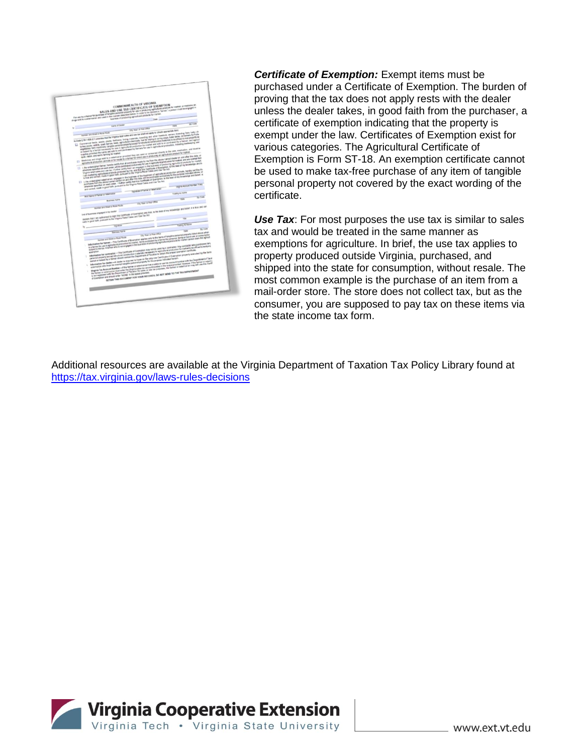***Certificate of Exemption:*** Exempt items must be purchased under a Certificate of Exemption. The burden of proving that the tax does not apply rests with the dealer unless the dealer takes, in good faith from the purchaser, a certificate of exemption indicating that the property is exempt under the law. Certificates of Exemption exist for various categories. The Agricultural Certificate of Exemption is Form ST-18. An exemption certificate cannot be used to make tax-free purchase of any item of tangible personal property not covered by the exact wording of the certificate.

***Use Tax***: For most purposes the use tax is similar to sales tax and would be treated in the same manner as exemptions for agriculture. In brief, the use tax applies to property produced outside Virginia, purchased, and shipped into the state for consumption, without resale. The most common example is the purchase of an item from a mail-order store. The store does not collect tax, but as the consumer, you are supposed to pay tax on these items via the state income tax form.

Additional resources are available at the Virginia Department of Taxation Tax Policy Library found at [https://tax.virginia.gov/laws-rules-decisions](https://tax.virginia.gov/laws-rules-decisions)